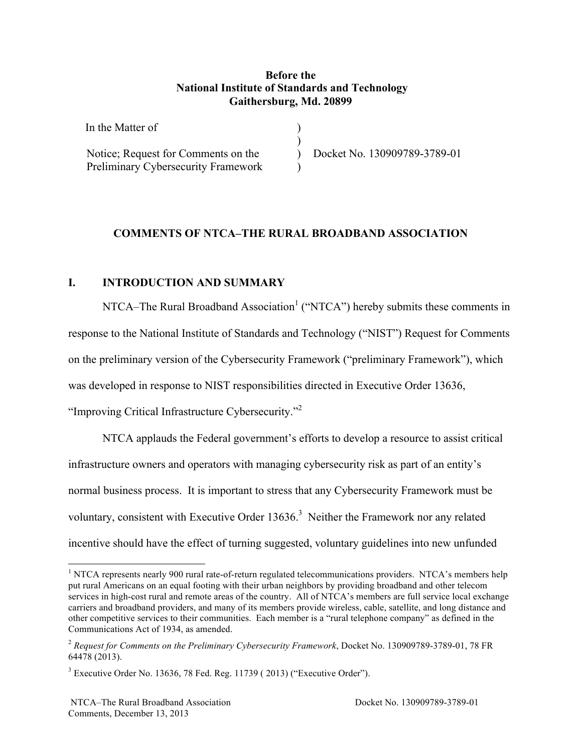**Before the**
**National Institute of Standards and Technology**
**Gaithersburg, Md. 20899**

| | | |
|---|---|---|
| In the Matter of | ) | |
| | ) | |
| Notice; Request for Comments on the Preliminary Cybersecurity Framework | ) | Docket No. 130909789-3789-01 |
| | ) | |

## COMMENTS OF NTCA–THE RURAL BROADBAND ASSOCIATION

## I. INTRODUCTION AND SUMMARY

NTCA–The Rural Broadband Association[1] ("NTCA") hereby submits these comments in response to the National Institute of Standards and Technology ("NIST") Request for Comments on the preliminary version of the Cybersecurity Framework ("preliminary Framework"), which was developed in response to NIST responsibilities directed in Executive Order 13636, "Improving Critical Infrastructure Cybersecurity."[2]

NTCA applauds the Federal government's efforts to develop a resource to assist critical infrastructure owners and operators with managing cybersecurity risk as part of an entity's normal business process. It is important to stress that any Cybersecurity Framework must be voluntary, consistent with Executive Order 13636.[3] Neither the Framework nor any related incentive should have the effect of turning suggested, voluntary guidelines into new unfunded

---

[1] NTCA represents nearly 900 rural rate-of-return regulated telecommunications providers. NTCA's members help put rural Americans on an equal footing with their urban neighbors by providing broadband and other telecom services in high-cost rural and remote areas of the country. All of NTCA's members are full service local exchange carriers and broadband providers, and many of its members provide wireless, cable, satellite, and long distance and other competitive services to their communities. Each member is a "rural telephone company" as defined in the Communications Act of 1934, as amended.

[2] *Request for Comments on the Preliminary Cybersecurity Framework*, Docket No. 130909789-3789-01, 78 FR 64478 (2013).

[3] Executive Order No. 13636, 78 Fed. Reg. 11739 ( 2013) ("Executive Order").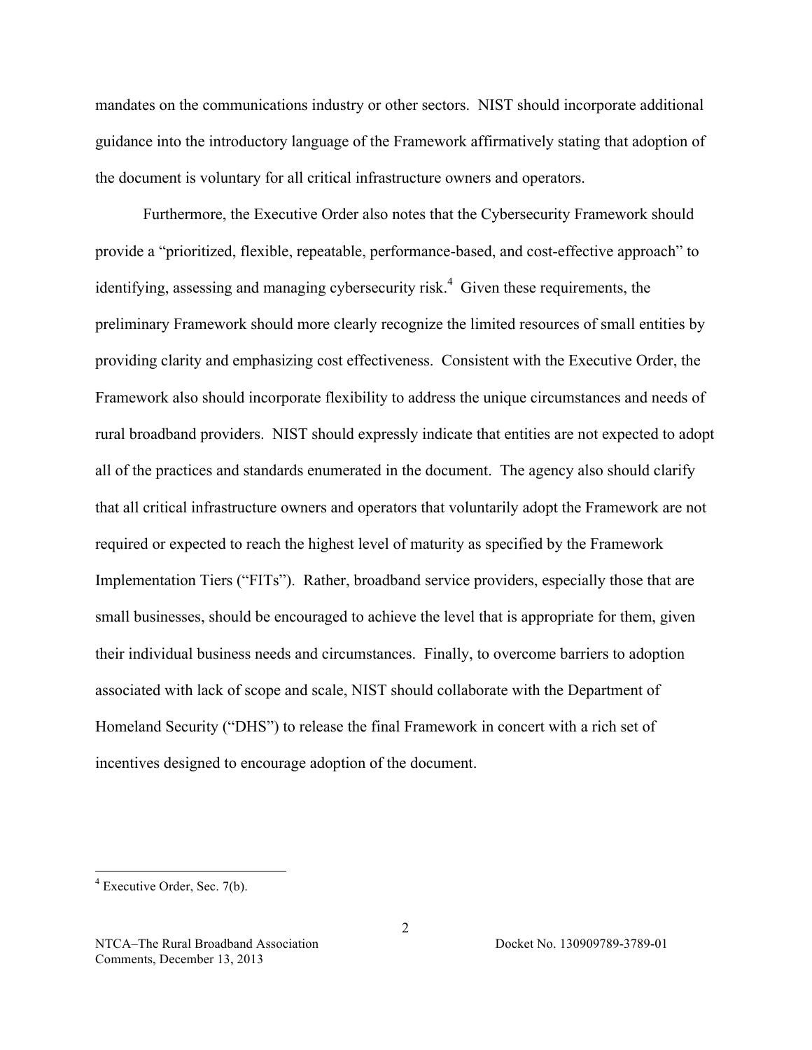mandates on the communications industry or other sectors. NIST should incorporate additional guidance into the introductory language of the Framework affirmatively stating that adoption of the document is voluntary for all critical infrastructure owners and operators.

Furthermore, the Executive Order also notes that the Cybersecurity Framework should provide a "prioritized, flexible, repeatable, performance-based, and cost-effective approach" to identifying, assessing and managing cybersecurity risk.[4] Given these requirements, the preliminary Framework should more clearly recognize the limited resources of small entities by providing clarity and emphasizing cost effectiveness. Consistent with the Executive Order, the Framework also should incorporate flexibility to address the unique circumstances and needs of rural broadband providers. NIST should expressly indicate that entities are not expected to adopt all of the practices and standards enumerated in the document. The agency also should clarify that all critical infrastructure owners and operators that voluntarily adopt the Framework are not required or expected to reach the highest level of maturity as specified by the Framework Implementation Tiers ("FITs"). Rather, broadband service providers, especially those that are small businesses, should be encouraged to achieve the level that is appropriate for them, given their individual business needs and circumstances. Finally, to overcome barriers to adoption associated with lack of scope and scale, NIST should collaborate with the Department of Homeland Security ("DHS") to release the final Framework in concert with a rich set of incentives designed to encourage adoption of the document.

---

[4] Executive Order, Sec. 7(b).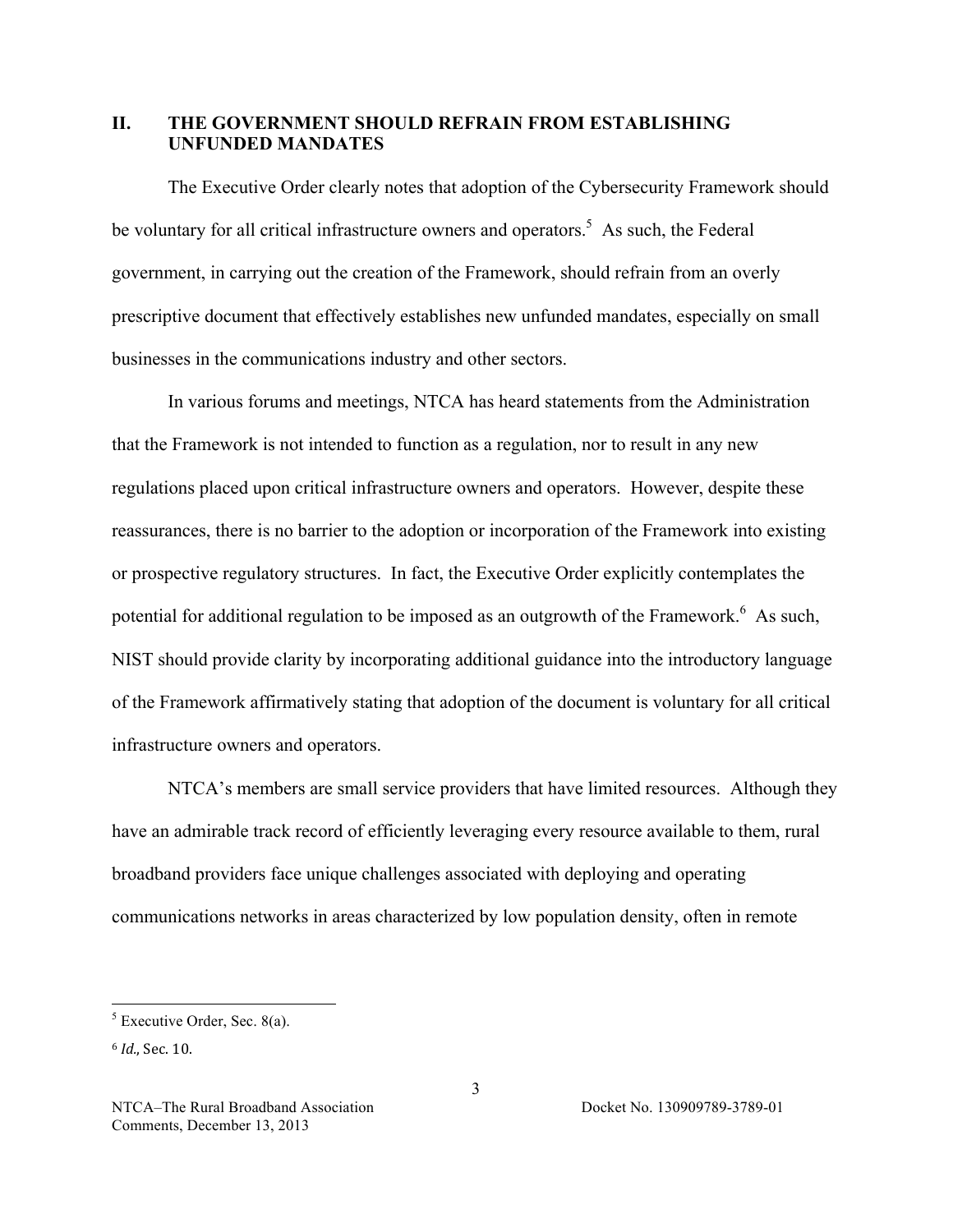## II. THE GOVERNMENT SHOULD REFRAIN FROM ESTABLISHING UNFUNDED MANDATES

The Executive Order clearly notes that adoption of the Cybersecurity Framework should be voluntary for all critical infrastructure owners and operators.[5] As such, the Federal government, in carrying out the creation of the Framework, should refrain from an overly prescriptive document that effectively establishes new unfunded mandates, especially on small businesses in the communications industry and other sectors.

In various forums and meetings, NTCA has heard statements from the Administration that the Framework is not intended to function as a regulation, nor to result in any new regulations placed upon critical infrastructure owners and operators. However, despite these reassurances, there is no barrier to the adoption or incorporation of the Framework into existing or prospective regulatory structures. In fact, the Executive Order explicitly contemplates the potential for additional regulation to be imposed as an outgrowth of the Framework.[6] As such, NIST should provide clarity by incorporating additional guidance into the introductory language of the Framework affirmatively stating that adoption of the document is voluntary for all critical infrastructure owners and operators.

NTCA's members are small service providers that have limited resources. Although they have an admirable track record of efficiently leveraging every resource available to them, rural broadband providers face unique challenges associated with deploying and operating communications networks in areas characterized by low population density, often in remote

---

[5] Executive Order, Sec. 8(a).

[6] *Id.,* Sec. 10.

NTCA–The Rural Broadband Association Comments, December 13, 2013 — Docket No. 130909789-3789-01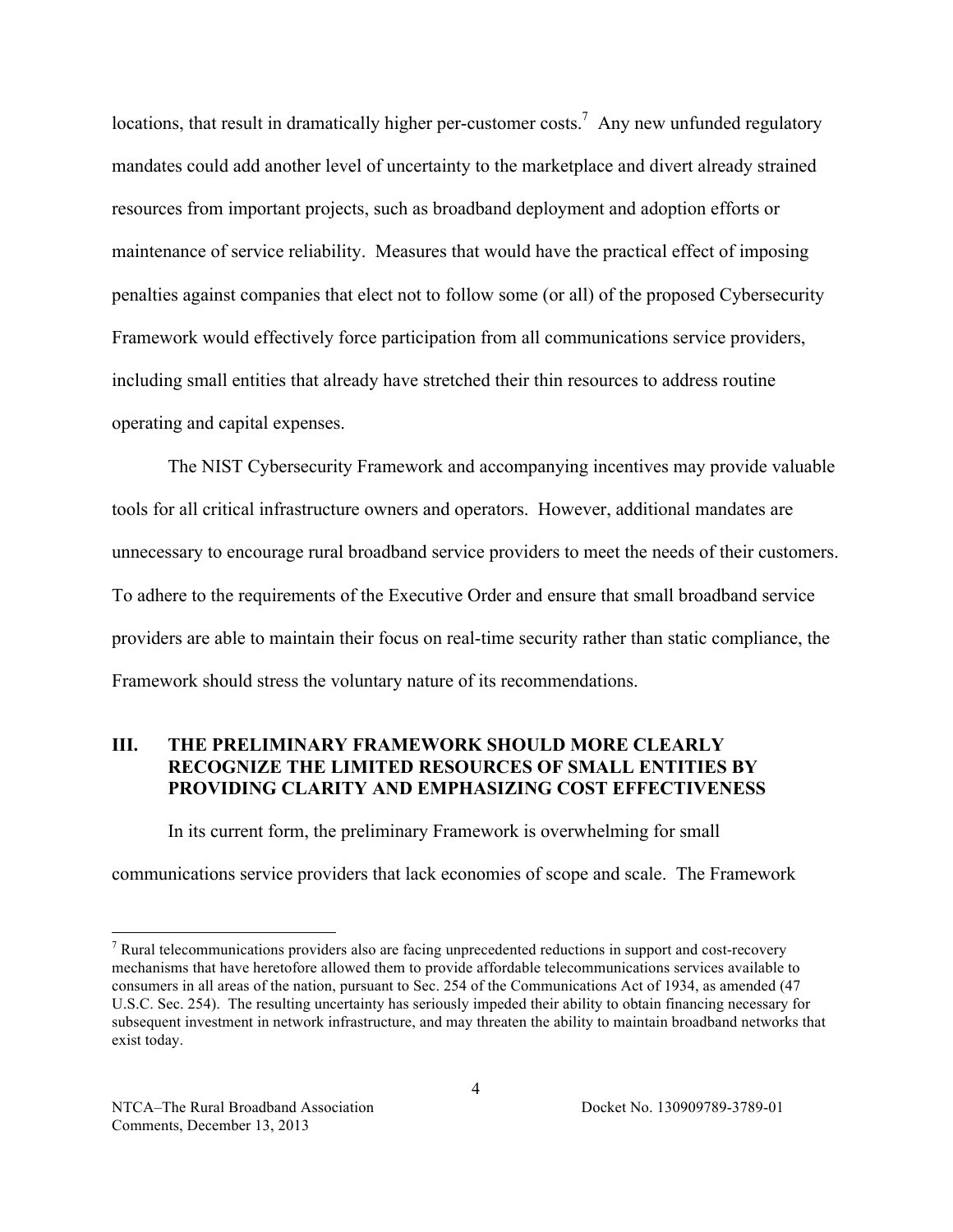locations, that result in dramatically higher per-customer costs.[7] Any new unfunded regulatory mandates could add another level of uncertainty to the marketplace and divert already strained resources from important projects, such as broadband deployment and adoption efforts or maintenance of service reliability. Measures that would have the practical effect of imposing penalties against companies that elect not to follow some (or all) of the proposed Cybersecurity Framework would effectively force participation from all communications service providers, including small entities that already have stretched their thin resources to address routine operating and capital expenses.

The NIST Cybersecurity Framework and accompanying incentives may provide valuable tools for all critical infrastructure owners and operators. However, additional mandates are unnecessary to encourage rural broadband service providers to meet the needs of their customers. To adhere to the requirements of the Executive Order and ensure that small broadband service providers are able to maintain their focus on real-time security rather than static compliance, the Framework should stress the voluntary nature of its recommendations.

## III. THE PRELIMINARY FRAMEWORK SHOULD MORE CLEARLY RECOGNIZE THE LIMITED RESOURCES OF SMALL ENTITIES BY PROVIDING CLARITY AND EMPHASIZING COST EFFECTIVENESS

In its current form, the preliminary Framework is overwhelming for small communications service providers that lack economies of scope and scale. The Framework

---

[7] Rural telecommunications providers also are facing unprecedented reductions in support and cost-recovery mechanisms that have heretofore allowed them to provide affordable telecommunications services available to consumers in all areas of the nation, pursuant to Sec. 254 of the Communications Act of 1934, as amended (47 U.S.C. Sec. 254). The resulting uncertainty has seriously impeded their ability to obtain financing necessary for subsequent investment in network infrastructure, and may threaten the ability to maintain broadband networks that exist today.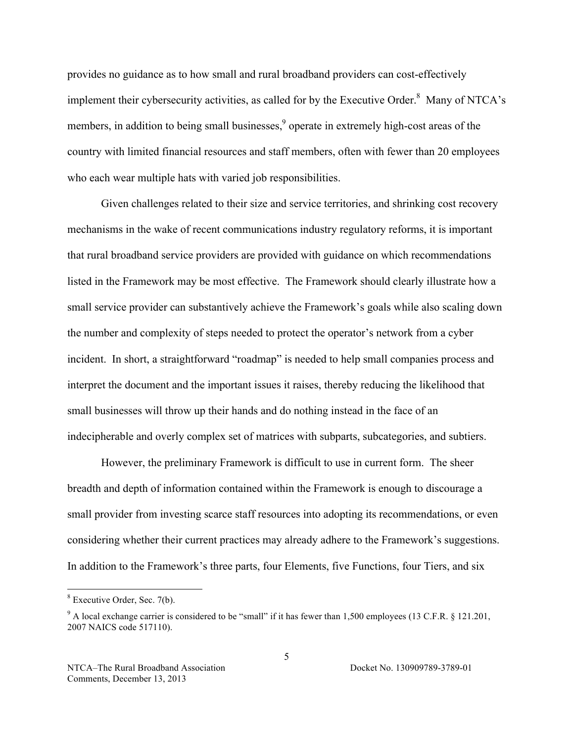provides no guidance as to how small and rural broadband providers can cost-effectively implement their cybersecurity activities, as called for by the Executive Order.[8] Many of NTCA's members, in addition to being small businesses,[9] operate in extremely high-cost areas of the country with limited financial resources and staff members, often with fewer than 20 employees who each wear multiple hats with varied job responsibilities.

Given challenges related to their size and service territories, and shrinking cost recovery mechanisms in the wake of recent communications industry regulatory reforms, it is important that rural broadband service providers are provided with guidance on which recommendations listed in the Framework may be most effective. The Framework should clearly illustrate how a small service provider can substantively achieve the Framework's goals while also scaling down the number and complexity of steps needed to protect the operator's network from a cyber incident. In short, a straightforward "roadmap" is needed to help small companies process and interpret the document and the important issues it raises, thereby reducing the likelihood that small businesses will throw up their hands and do nothing instead in the face of an indecipherable and overly complex set of matrices with subparts, subcategories, and subtiers.

However, the preliminary Framework is difficult to use in current form. The sheer breadth and depth of information contained within the Framework is enough to discourage a small provider from investing scarce staff resources into adopting its recommendations, or even considering whether their current practices may already adhere to the Framework's suggestions. In addition to the Framework's three parts, four Elements, five Functions, four Tiers, and six

---

[8] Executive Order, Sec. 7(b).

[9] A local exchange carrier is considered to be "small" if it has fewer than 1,500 employees (13 C.F.R. § 121.201, 2007 NAICS code 517110).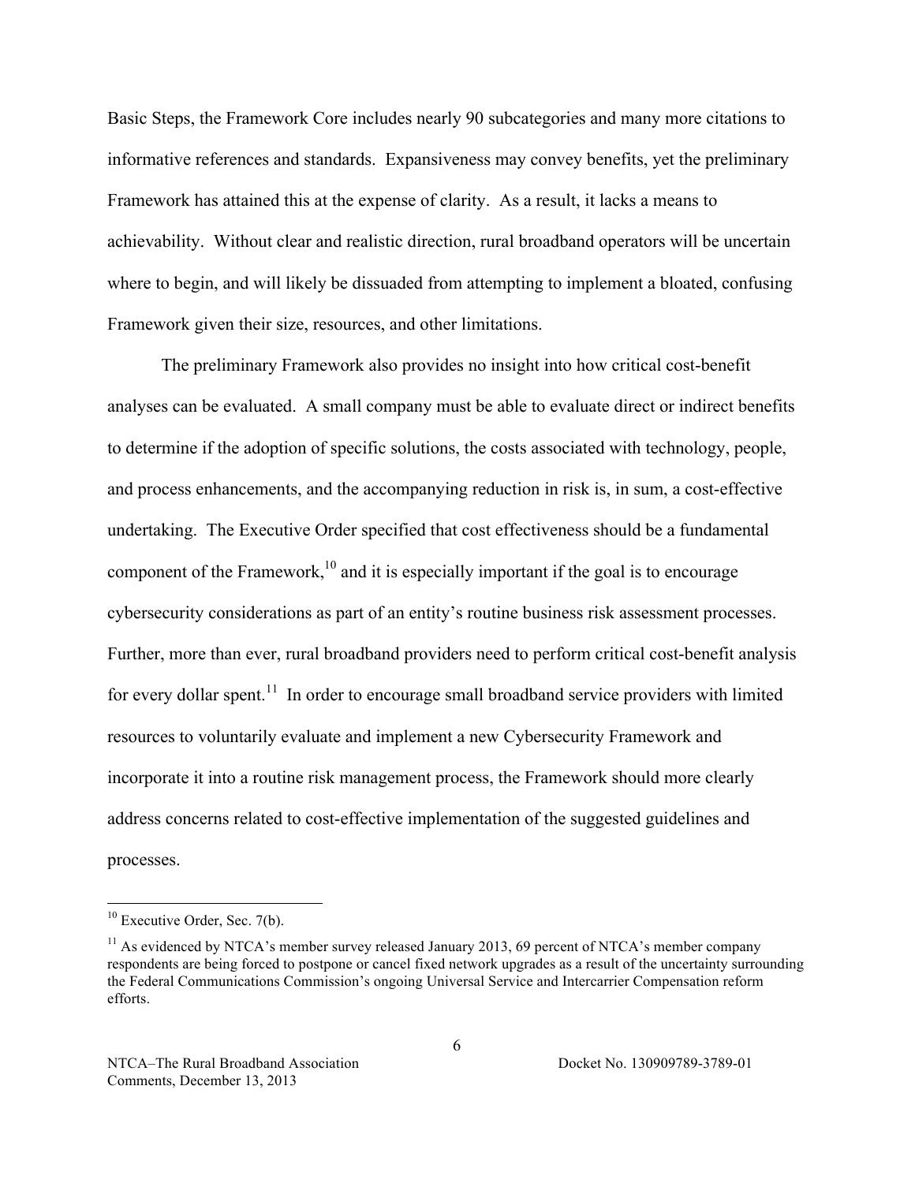Basic Steps, the Framework Core includes nearly 90 subcategories and many more citations to informative references and standards. Expansiveness may convey benefits, yet the preliminary Framework has attained this at the expense of clarity. As a result, it lacks a means to achievability. Without clear and realistic direction, rural broadband operators will be uncertain where to begin, and will likely be dissuaded from attempting to implement a bloated, confusing Framework given their size, resources, and other limitations.

The preliminary Framework also provides no insight into how critical cost-benefit analyses can be evaluated. A small company must be able to evaluate direct or indirect benefits to determine if the adoption of specific solutions, the costs associated with technology, people, and process enhancements, and the accompanying reduction in risk is, in sum, a cost-effective undertaking. The Executive Order specified that cost effectiveness should be a fundamental component of the Framework,[10] and it is especially important if the goal is to encourage cybersecurity considerations as part of an entity's routine business risk assessment processes. Further, more than ever, rural broadband providers need to perform critical cost-benefit analysis for every dollar spent.[11] In order to encourage small broadband service providers with limited resources to voluntarily evaluate and implement a new Cybersecurity Framework and incorporate it into a routine risk management process, the Framework should more clearly address concerns related to cost-effective implementation of the suggested guidelines and processes.

---

[10] Executive Order, Sec. 7(b).

[11] As evidenced by NTCA's member survey released January 2013, 69 percent of NTCA's member company respondents are being forced to postpone or cancel fixed network upgrades as a result of the uncertainty surrounding the Federal Communications Commission's ongoing Universal Service and Intercarrier Compensation reform efforts.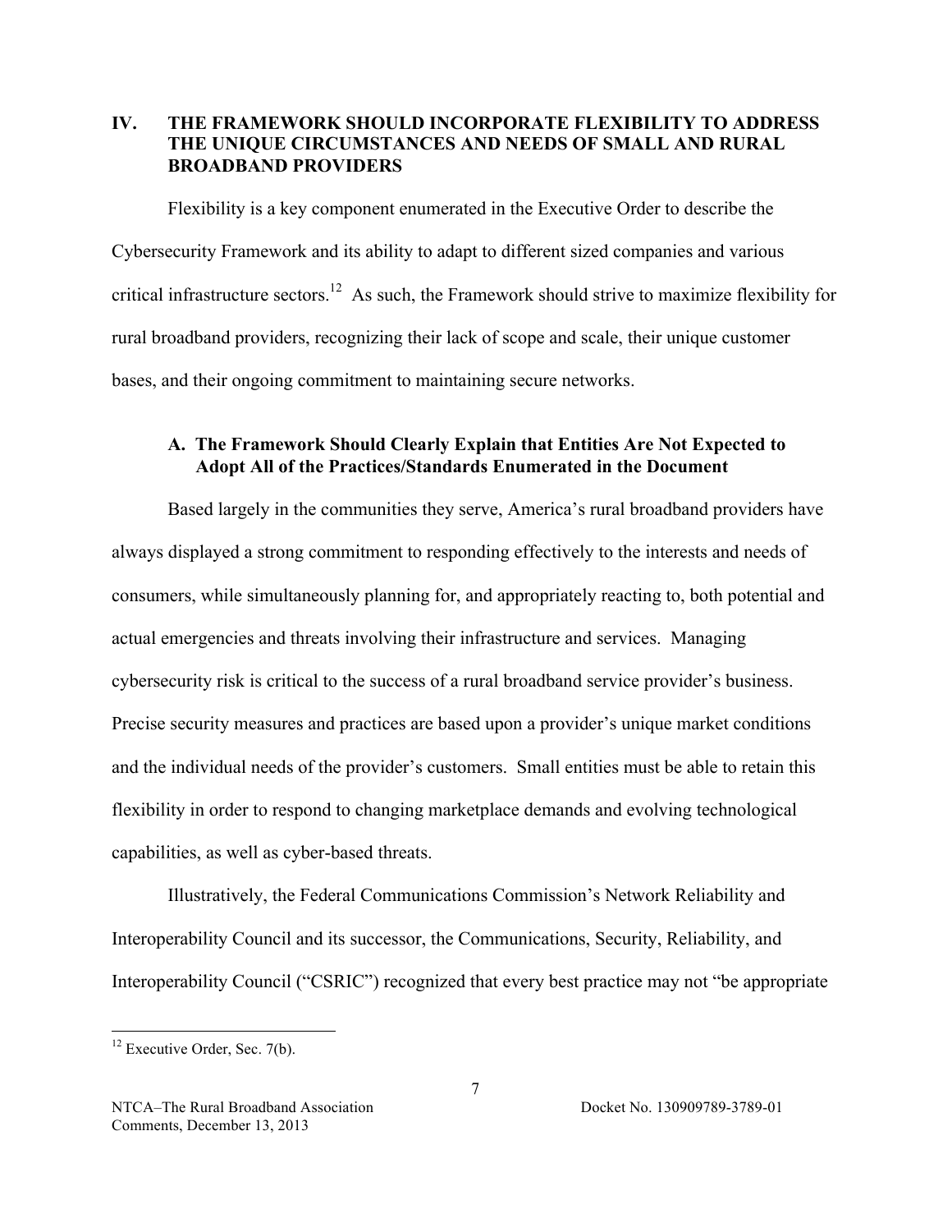## IV. THE FRAMEWORK SHOULD INCORPORATE FLEXIBILITY TO ADDRESS THE UNIQUE CIRCUMSTANCES AND NEEDS OF SMALL AND RURAL BROADBAND PROVIDERS

Flexibility is a key component enumerated in the Executive Order to describe the Cybersecurity Framework and its ability to adapt to different sized companies and various critical infrastructure sectors.[12] As such, the Framework should strive to maximize flexibility for rural broadband providers, recognizing their lack of scope and scale, their unique customer bases, and their ongoing commitment to maintaining secure networks.

### A. The Framework Should Clearly Explain that Entities Are Not Expected to Adopt All of the Practices/Standards Enumerated in the Document

Based largely in the communities they serve, America's rural broadband providers have always displayed a strong commitment to responding effectively to the interests and needs of consumers, while simultaneously planning for, and appropriately reacting to, both potential and actual emergencies and threats involving their infrastructure and services. Managing cybersecurity risk is critical to the success of a rural broadband service provider's business. Precise security measures and practices are based upon a provider's unique market conditions and the individual needs of the provider's customers. Small entities must be able to retain this flexibility in order to respond to changing marketplace demands and evolving technological capabilities, as well as cyber-based threats.

Illustratively, the Federal Communications Commission's Network Reliability and Interoperability Council and its successor, the Communications, Security, Reliability, and Interoperability Council ("CSRIC") recognized that every best practice may not "be appropriate

[12] Executive Order, Sec. 7(b).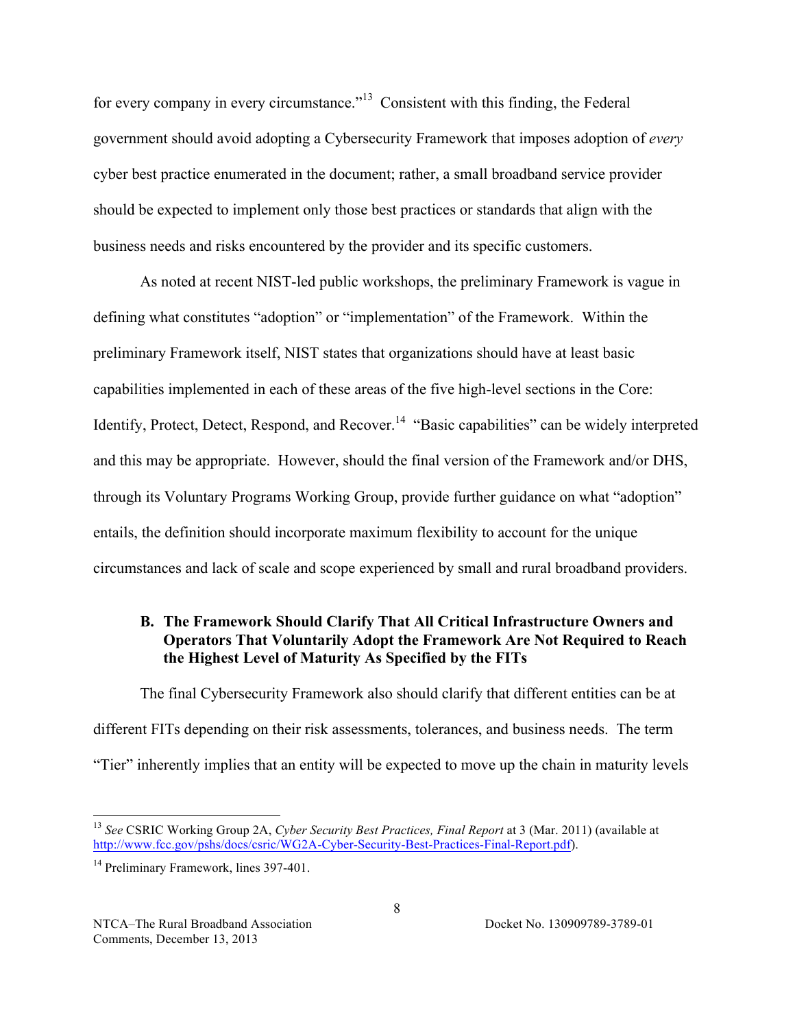for every company in every circumstance."[13] Consistent with this finding, the Federal government should avoid adopting a Cybersecurity Framework that imposes adoption of *every* cyber best practice enumerated in the document; rather, a small broadband service provider should be expected to implement only those best practices or standards that align with the business needs and risks encountered by the provider and its specific customers.

As noted at recent NIST-led public workshops, the preliminary Framework is vague in defining what constitutes "adoption" or "implementation" of the Framework. Within the preliminary Framework itself, NIST states that organizations should have at least basic capabilities implemented in each of these areas of the five high-level sections in the Core: Identify, Protect, Detect, Respond, and Recover.[14] "Basic capabilities" can be widely interpreted and this may be appropriate. However, should the final version of the Framework and/or DHS, through its Voluntary Programs Working Group, provide further guidance on what "adoption" entails, the definition should incorporate maximum flexibility to account for the unique circumstances and lack of scale and scope experienced by small and rural broadband providers.

### B. The Framework Should Clarify That All Critical Infrastructure Owners and Operators That Voluntarily Adopt the Framework Are Not Required to Reach the Highest Level of Maturity As Specified by the FITs

The final Cybersecurity Framework also should clarify that different entities can be at different FITs depending on their risk assessments, tolerances, and business needs. The term "Tier" inherently implies that an entity will be expected to move up the chain in maturity levels

---

[13] *See* CSRIC Working Group 2A, *Cyber Security Best Practices, Final Report* at 3 (Mar. 2011) (available at http://www.fcc.gov/pshs/docs/csric/WG2A-Cyber-Security-Best-Practices-Final-Report.pdf).

[14] Preliminary Framework, lines 397-401.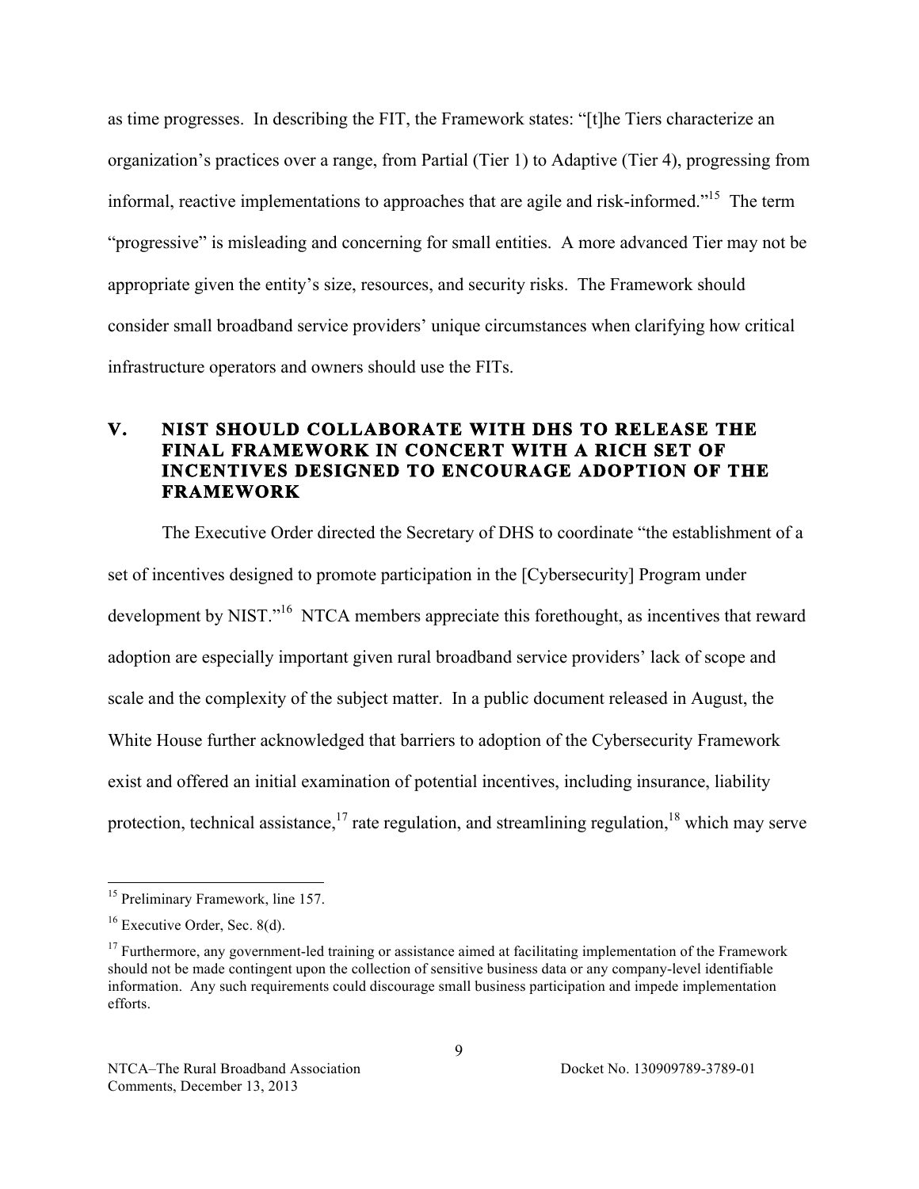as time progresses. In describing the FIT, the Framework states: "[t]he Tiers characterize an organization's practices over a range, from Partial (Tier 1) to Adaptive (Tier 4), progressing from informal, reactive implementations to approaches that are agile and risk-informed."[15] The term "progressive" is misleading and concerning for small entities. A more advanced Tier may not be appropriate given the entity's size, resources, and security risks. The Framework should consider small broadband service providers' unique circumstances when clarifying how critical infrastructure operators and owners should use the FITs.

## V. NIST SHOULD COLLABORATE WITH DHS TO RELEASE THE FINAL FRAMEWORK IN CONCERT WITH A RICH SET OF INCENTIVES DESIGNED TO ENCOURAGE ADOPTION OF THE FRAMEWORK

The Executive Order directed the Secretary of DHS to coordinate "the establishment of a set of incentives designed to promote participation in the [Cybersecurity] Program under development by NIST."[16] NTCA members appreciate this forethought, as incentives that reward adoption are especially important given rural broadband service providers' lack of scope and scale and the complexity of the subject matter. In a public document released in August, the White House further acknowledged that barriers to adoption of the Cybersecurity Framework exist and offered an initial examination of potential incentives, including insurance, liability protection, technical assistance,[17] rate regulation, and streamlining regulation,[18] which may serve

---

[15] Preliminary Framework, line 157.

[16] Executive Order, Sec. 8(d).

[17] Furthermore, any government-led training or assistance aimed at facilitating implementation of the Framework should not be made contingent upon the collection of sensitive business data or any company-level identifiable information. Any such requirements could discourage small business participation and impede implementation efforts.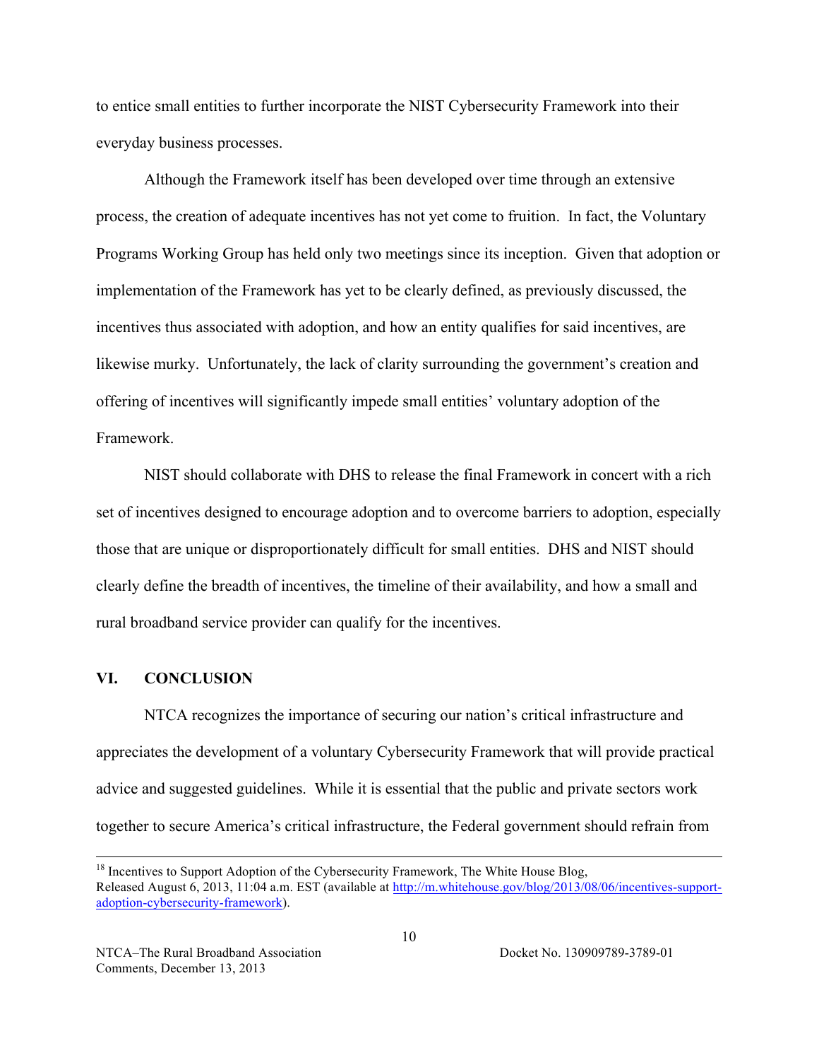to entice small entities to further incorporate the NIST Cybersecurity Framework into their everyday business processes.

Although the Framework itself has been developed over time through an extensive process, the creation of adequate incentives has not yet come to fruition. In fact, the Voluntary Programs Working Group has held only two meetings since its inception. Given that adoption or implementation of the Framework has yet to be clearly defined, as previously discussed, the incentives thus associated with adoption, and how an entity qualifies for said incentives, are likewise murky. Unfortunately, the lack of clarity surrounding the government's creation and offering of incentives will significantly impede small entities' voluntary adoption of the Framework.

NIST should collaborate with DHS to release the final Framework in concert with a rich set of incentives designed to encourage adoption and to overcome barriers to adoption, especially those that are unique or disproportionately difficult for small entities. DHS and NIST should clearly define the breadth of incentives, the timeline of their availability, and how a small and rural broadband service provider can qualify for the incentives.

## VI. CONCLUSION

NTCA recognizes the importance of securing our nation's critical infrastructure and appreciates the development of a voluntary Cybersecurity Framework that will provide practical advice and suggested guidelines. While it is essential that the public and private sectors work together to secure America's critical infrastructure, the Federal government should refrain from

---

[18] Incentives to Support Adoption of the Cybersecurity Framework, The White House Blog, Released August 6, 2013, 11:04 a.m. EST (available at http://m.whitehouse.gov/blog/2013/08/06/incentives-support-adoption-cybersecurity-framework).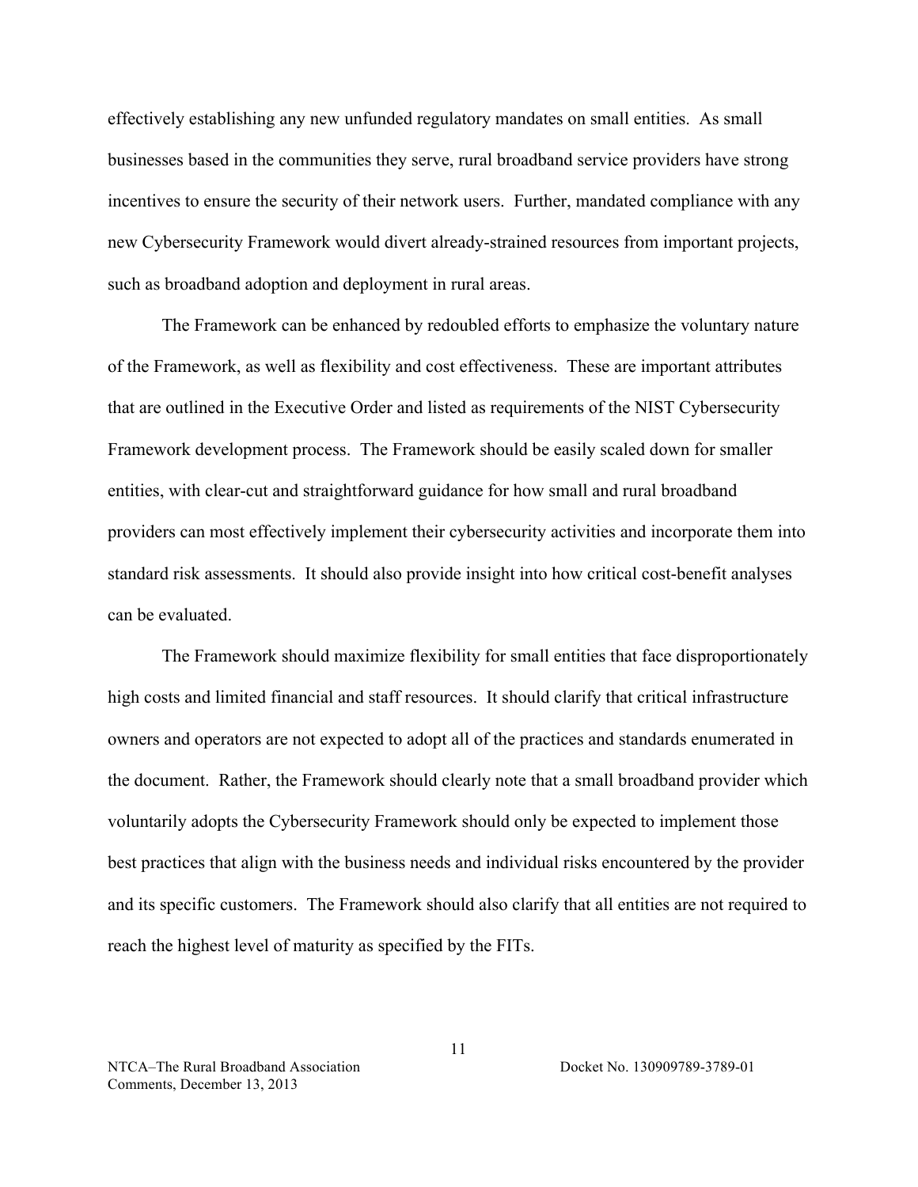effectively establishing any new unfunded regulatory mandates on small entities. As small businesses based in the communities they serve, rural broadband service providers have strong incentives to ensure the security of their network users. Further, mandated compliance with any new Cybersecurity Framework would divert already-strained resources from important projects, such as broadband adoption and deployment in rural areas.

The Framework can be enhanced by redoubled efforts to emphasize the voluntary nature of the Framework, as well as flexibility and cost effectiveness. These are important attributes that are outlined in the Executive Order and listed as requirements of the NIST Cybersecurity Framework development process. The Framework should be easily scaled down for smaller entities, with clear-cut and straightforward guidance for how small and rural broadband providers can most effectively implement their cybersecurity activities and incorporate them into standard risk assessments. It should also provide insight into how critical cost-benefit analyses can be evaluated.

The Framework should maximize flexibility for small entities that face disproportionately high costs and limited financial and staff resources. It should clarify that critical infrastructure owners and operators are not expected to adopt all of the practices and standards enumerated in the document. Rather, the Framework should clearly note that a small broadband provider which voluntarily adopts the Cybersecurity Framework should only be expected to implement those best practices that align with the business needs and individual risks encountered by the provider and its specific customers. The Framework should also clarify that all entities are not required to reach the highest level of maturity as specified by the FITs.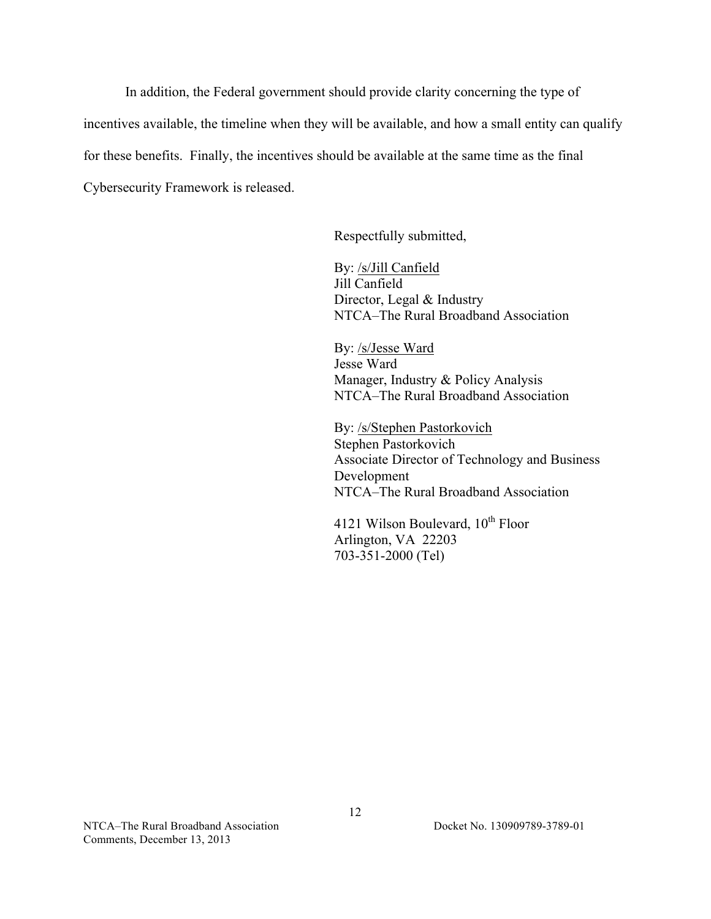In addition, the Federal government should provide clarity concerning the type of incentives available, the timeline when they will be available, and how a small entity can qualify for these benefits. Finally, the incentives should be available at the same time as the final Cybersecurity Framework is released.

Respectfully submitted,

By: /s/Jill Canfield
Jill Canfield
Director, Legal & Industry
NTCA–The Rural Broadband Association

By: /s/Jesse Ward
Jesse Ward
Manager, Industry & Policy Analysis
NTCA–The Rural Broadband Association

By: /s/Stephen Pastorkovich
Stephen Pastorkovich
Associate Director of Technology and Business Development
NTCA–The Rural Broadband Association

4121 Wilson Boulevard, 10th Floor
Arlington, VA 22203
703-351-2000 (Tel)